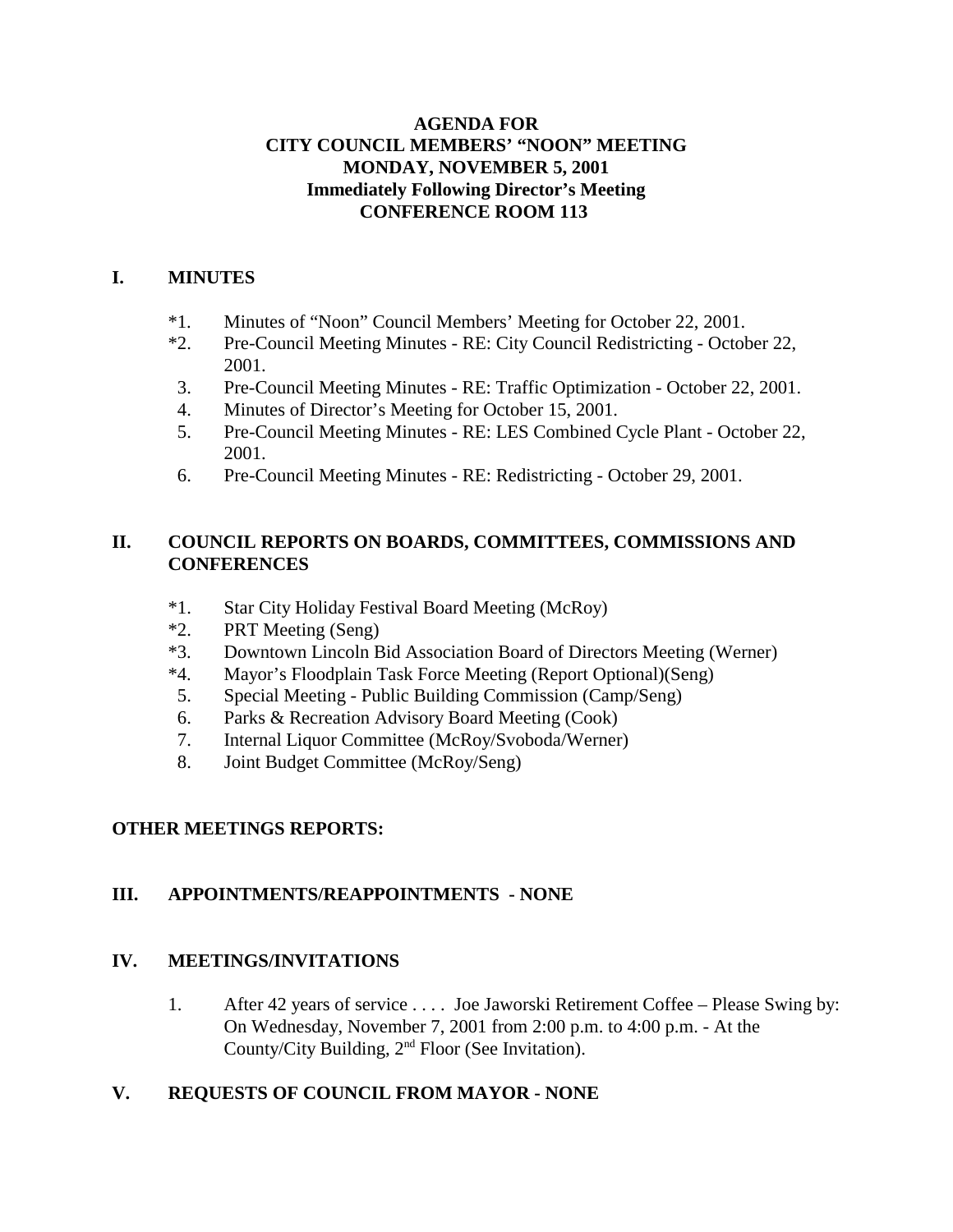**AGENDA FOR**
**CITY COUNCIL MEMBERS' "NOON" MEETING**
**MONDAY, NOVEMBER 5, 2001**
**Immediately Following Director's Meeting**
**CONFERENCE ROOM 113**

## I. MINUTES

*1. Minutes of "Noon" Council Members' Meeting for October 22, 2001.
*2. Pre-Council Meeting Minutes - RE: City Council Redistricting - October 22, 2001.
3. Pre-Council Meeting Minutes - RE: Traffic Optimization - October 22, 2001.
4. Minutes of Director's Meeting for October 15, 2001.
5. Pre-Council Meeting Minutes - RE: LES Combined Cycle Plant - October 22, 2001.
6. Pre-Council Meeting Minutes - RE: Redistricting - October 29, 2001.

## II. COUNCIL REPORTS ON BOARDS, COMMITTEES, COMMISSIONS AND CONFERENCES

*1. Star City Holiday Festival Board Meeting (McRoy)
*2. PRT Meeting (Seng)
*3. Downtown Lincoln Bid Association Board of Directors Meeting (Werner)
*4. Mayor's Floodplain Task Force Meeting (Report Optional)(Seng)
5. Special Meeting - Public Building Commission (Camp/Seng)
6. Parks & Recreation Advisory Board Meeting (Cook)
7. Internal Liquor Committee (McRoy/Svoboda/Werner)
8. Joint Budget Committee (McRoy/Seng)

## OTHER MEETINGS REPORTS:

## III. APPOINTMENTS/REAPPOINTMENTS - NONE

## IV. MEETINGS/INVITATIONS

1. After 42 years of service . . . . Joe Jaworski Retirement Coffee – Please Swing by: On Wednesday, November 7, 2001 from 2:00 p.m. to 4:00 p.m. - At the County/City Building, 2nd Floor (See Invitation).

## V. REQUESTS OF COUNCIL FROM MAYOR - NONE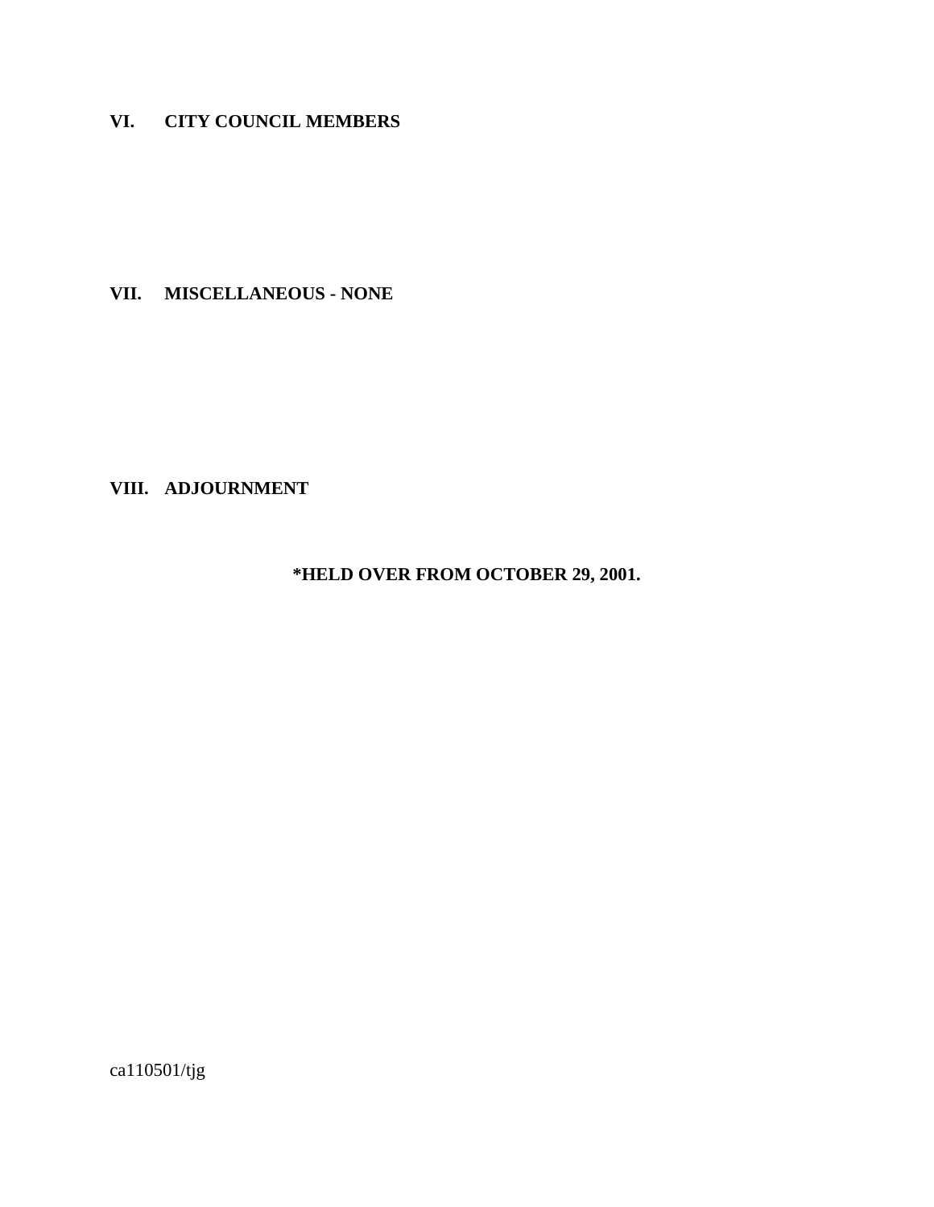## VI. CITY COUNCIL MEMBERS

## VII. MISCELLANEOUS - NONE

## VIII. ADJOURNMENT

**\*HELD OVER FROM OCTOBER 29, 2001.**

ca110501/tjg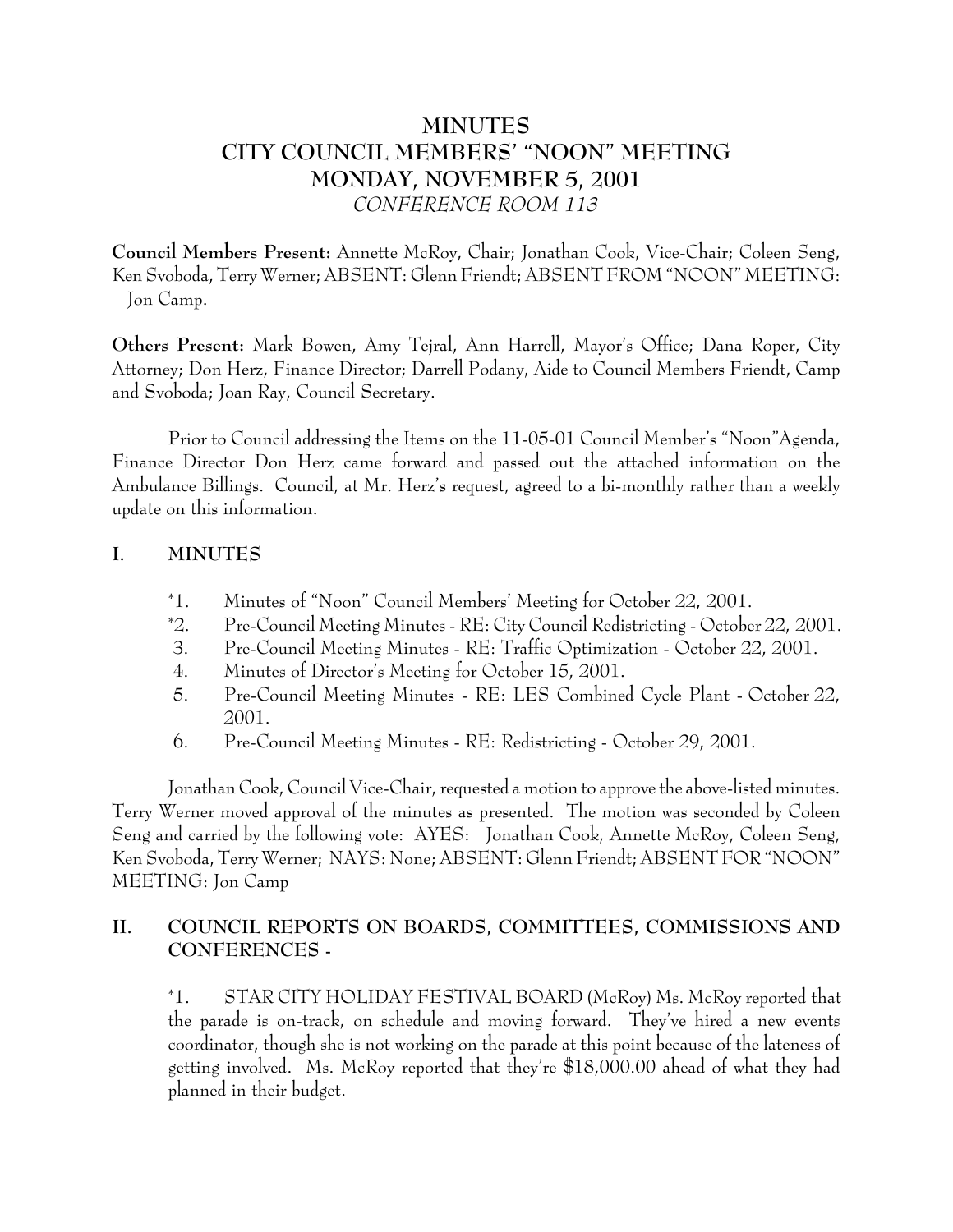# MINUTES
# CITY COUNCIL MEMBERS' "NOON" MEETING
# MONDAY, NOVEMBER 5, 2001
*CONFERENCE ROOM 113*

**Council Members Present:** Annette McRoy, Chair; Jonathan Cook, Vice-Chair; Coleen Seng, Ken Svoboda, Terry Werner; ABSENT: Glenn Friendt; ABSENT FROM "NOON" MEETING: Jon Camp.

**Others Present:** Mark Bowen, Amy Tejral, Ann Harrell, Mayor's Office; Dana Roper, City Attorney; Don Herz, Finance Director; Darrell Podany, Aide to Council Members Friendt, Camp and Svoboda; Joan Ray, Council Secretary.

Prior to Council addressing the Items on the 11-05-01 Council Member's "Noon"Agenda, Finance Director Don Herz came forward and passed out the attached information on the Ambulance Billings. Council, at Mr. Herz's request, agreed to a bi-monthly rather than a weekly update on this information.

## I. MINUTES

*1. Minutes of "Noon" Council Members' Meeting for October 22, 2001.
*2. Pre-Council Meeting Minutes - RE: City Council Redistricting - October 22, 2001.
3. Pre-Council Meeting Minutes - RE: Traffic Optimization - October 22, 2001.
4. Minutes of Director's Meeting for October 15, 2001.
5. Pre-Council Meeting Minutes - RE: LES Combined Cycle Plant - October 22, 2001.
6. Pre-Council Meeting Minutes - RE: Redistricting - October 29, 2001.

Jonathan Cook, Council Vice-Chair, requested a motion to approve the above-listed minutes. Terry Werner moved approval of the minutes as presented. The motion was seconded by Coleen Seng and carried by the following vote: AYES: Jonathan Cook, Annette McRoy, Coleen Seng, Ken Svoboda, Terry Werner; NAYS: None; ABSENT: Glenn Friendt; ABSENT FOR "NOON" MEETING: Jon Camp

## II. COUNCIL REPORTS ON BOARDS, COMMITTEES, COMMISSIONS AND CONFERENCES -

*1. STAR CITY HOLIDAY FESTIVAL BOARD (McRoy) Ms. McRoy reported that the parade is on-track, on schedule and moving forward. They've hired a new events coordinator, though she is not working on the parade at this point because of the lateness of getting involved. Ms. McRoy reported that they're $18,000.00 ahead of what they had planned in their budget.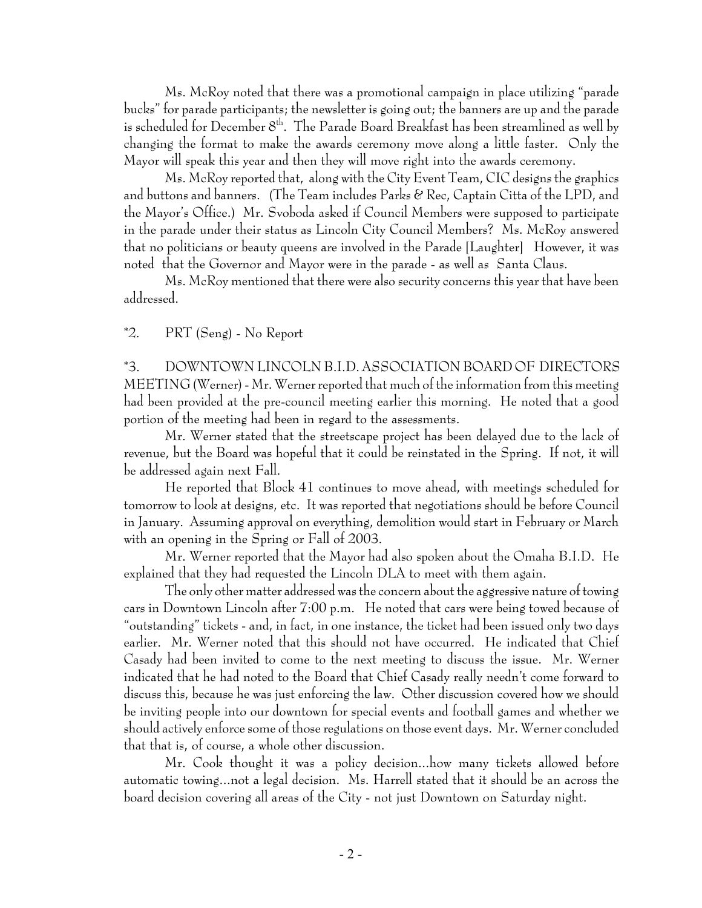Ms. McRoy noted that there was a promotional campaign in place utilizing "parade bucks" for parade participants; the newsletter is going out; the banners are up and the parade is scheduled for December 8th. The Parade Board Breakfast has been streamlined as well by changing the format to make the awards ceremony move along a little faster. Only the Mayor will speak this year and then they will move right into the awards ceremony.

Ms. McRoy reported that, along with the City Event Team, CIC designs the graphics and buttons and banners. (The Team includes Parks & Rec, Captain Citta of the LPD, and the Mayor's Office.) Mr. Svoboda asked if Council Members were supposed to participate in the parade under their status as Lincoln City Council Members? Ms. McRoy answered that no politicians or beauty queens are involved in the Parade [Laughter] However, it was noted that the Governor and Mayor were in the parade - as well as Santa Claus.

Ms. McRoy mentioned that there were also security concerns this year that have been addressed.

*2. PRT (Seng) - No Report

*3. DOWNTOWN LINCOLN B.I.D. ASSOCIATION BOARD OF DIRECTORS MEETING (Werner) - Mr. Werner reported that much of the information from this meeting had been provided at the pre-council meeting earlier this morning. He noted that a good portion of the meeting had been in regard to the assessments.

Mr. Werner stated that the streetscape project has been delayed due to the lack of revenue, but the Board was hopeful that it could be reinstated in the Spring. If not, it will be addressed again next Fall.

He reported that Block 41 continues to move ahead, with meetings scheduled for tomorrow to look at designs, etc. It was reported that negotiations should be before Council in January. Assuming approval on everything, demolition would start in February or March with an opening in the Spring or Fall of 2003.

Mr. Werner reported that the Mayor had also spoken about the Omaha B.I.D. He explained that they had requested the Lincoln DLA to meet with them again.

The only other matter addressed was the concern about the aggressive nature of towing cars in Downtown Lincoln after 7:00 p.m. He noted that cars were being towed because of "outstanding" tickets - and, in fact, in one instance, the ticket had been issued only two days earlier. Mr. Werner noted that this should not have occurred. He indicated that Chief Casady had been invited to come to the next meeting to discuss the issue. Mr. Werner indicated that he had noted to the Board that Chief Casady really needn't come forward to discuss this, because he was just enforcing the law. Other discussion covered how we should be inviting people into our downtown for special events and football games and whether we should actively enforce some of those regulations on those event days. Mr. Werner concluded that that is, of course, a whole other discussion.

Mr. Cook thought it was a policy decision...how many tickets allowed before automatic towing...not a legal decision. Ms. Harrell stated that it should be an across the board decision covering all areas of the City - not just Downtown on Saturday night.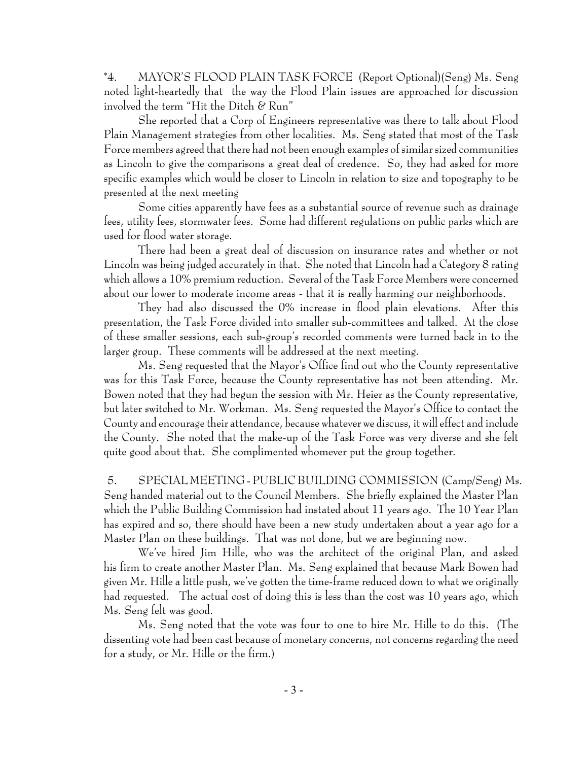*4. MAYOR'S FLOOD PLAIN TASK FORCE (Report Optional)(Seng) Ms. Seng noted light-heartedly that the way the Flood Plain issues are approached for discussion involved the term "Hit the Ditch & Run"

She reported that a Corp of Engineers representative was there to talk about Flood Plain Management strategies from other localities. Ms. Seng stated that most of the Task Force members agreed that there had not been enough examples of similar sized communities as Lincoln to give the comparisons a great deal of credence. So, they had asked for more specific examples which would be closer to Lincoln in relation to size and topography to be presented at the next meeting

Some cities apparently have fees as a substantial source of revenue such as drainage fees, utility fees, stormwater fees. Some had different regulations on public parks which are used for flood water storage.

There had been a great deal of discussion on insurance rates and whether or not Lincoln was being judged accurately in that. She noted that Lincoln had a Category 8 rating which allows a 10% premium reduction. Several of the Task Force Members were concerned about our lower to moderate income areas - that it is really harming our neighborhoods.

They had also discussed the 0% increase in flood plain elevations. After this presentation, the Task Force divided into smaller sub-committees and talked. At the close of these smaller sessions, each sub-group's recorded comments were turned back in to the larger group. These comments will be addressed at the next meeting.

Ms. Seng requested that the Mayor's Office find out who the County representative was for this Task Force, because the County representative has not been attending. Mr. Bowen noted that they had begun the session with Mr. Heier as the County representative, but later switched to Mr. Workman. Ms. Seng requested the Mayor's Office to contact the County and encourage their attendance, because whatever we discuss, it will effect and include the County. She noted that the make-up of the Task Force was very diverse and she felt quite good about that. She complimented whomever put the group together.

5. SPECIAL MEETING - PUBLIC BUILDING COMMISSION (Camp/Seng) Ms. Seng handed material out to the Council Members. She briefly explained the Master Plan which the Public Building Commission had instated about 11 years ago. The 10 Year Plan has expired and so, there should have been a new study undertaken about a year ago for a Master Plan on these buildings. That was not done, but we are beginning now.

We've hired Jim Hille, who was the architect of the original Plan, and asked his firm to create another Master Plan. Ms. Seng explained that because Mark Bowen had given Mr. Hille a little push, we've gotten the time-frame reduced down to what we originally had requested. The actual cost of doing this is less than the cost was 10 years ago, which Ms. Seng felt was good.

Ms. Seng noted that the vote was four to one to hire Mr. Hille to do this. (The dissenting vote had been cast because of monetary concerns, not concerns regarding the need for a study, or Mr. Hille or the firm.)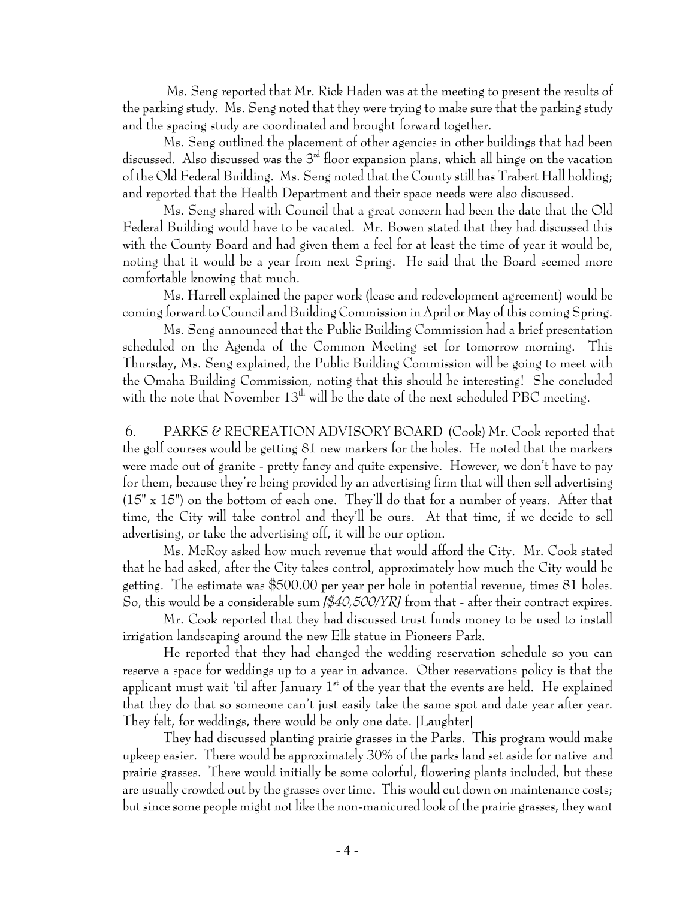Ms. Seng reported that Mr. Rick Haden was at the meeting to present the results of the parking study. Ms. Seng noted that they were trying to make sure that the parking study and the spacing study are coordinated and brought forward together.

Ms. Seng outlined the placement of other agencies in other buildings that had been discussed. Also discussed was the 3rd floor expansion plans, which all hinge on the vacation of the Old Federal Building. Ms. Seng noted that the County still has Trabert Hall holding; and reported that the Health Department and their space needs were also discussed.

Ms. Seng shared with Council that a great concern had been the date that the Old Federal Building would have to be vacated. Mr. Bowen stated that they had discussed this with the County Board and had given them a feel for at least the time of year it would be, noting that it would be a year from next Spring. He said that the Board seemed more comfortable knowing that much.

Ms. Harrell explained the paper work (lease and redevelopment agreement) would be coming forward to Council and Building Commission in April or May of this coming Spring.

Ms. Seng announced that the Public Building Commission had a brief presentation scheduled on the Agenda of the Common Meeting set for tomorrow morning. This Thursday, Ms. Seng explained, the Public Building Commission will be going to meet with the Omaha Building Commission, noting that this should be interesting! She concluded with the note that November 13th will be the date of the next scheduled PBC meeting.

6. PARKS & RECREATION ADVISORY BOARD (Cook) Mr. Cook reported that the golf courses would be getting 81 new markers for the holes. He noted that the markers were made out of granite - pretty fancy and quite expensive. However, we don't have to pay for them, because they're being provided by an advertising firm that will then sell advertising (15" x 15") on the bottom of each one. They'll do that for a number of years. After that time, the City will take control and they'll be ours. At that time, if we decide to sell advertising, or take the advertising off, it will be our option.

Ms. McRoy asked how much revenue that would afford the City. Mr. Cook stated that he had asked, after the City takes control, approximately how much the City would be getting. The estimate was $500.00 per year per hole in potential revenue, times 81 holes. So, this would be a considerable sum *[$40,500/YR]* from that - after their contract expires.

Mr. Cook reported that they had discussed trust funds money to be used to install irrigation landscaping around the new Elk statue in Pioneers Park.

He reported that they had changed the wedding reservation schedule so you can reserve a space for weddings up to a year in advance. Other reservations policy is that the applicant must wait 'til after January 1st of the year that the events are held. He explained that they do that so someone can't just easily take the same spot and date year after year. They felt, for weddings, there would be only one date. [Laughter]

They had discussed planting prairie grasses in the Parks. This program would make upkeep easier. There would be approximately 30% of the parks land set aside for native and prairie grasses. There would initially be some colorful, flowering plants included, but these are usually crowded out by the grasses over time. This would cut down on maintenance costs; but since some people might not like the non-manicured look of the prairie grasses, they want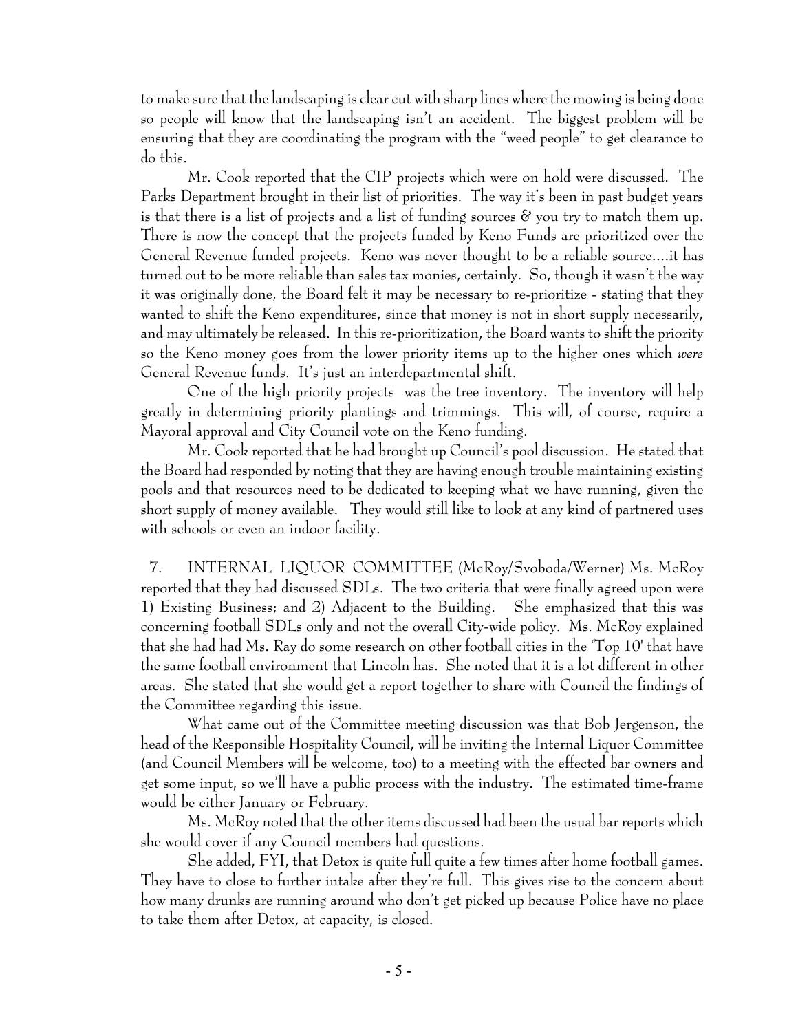to make sure that the landscaping is clear cut with sharp lines where the mowing is being done so people will know that the landscaping isn't an accident. The biggest problem will be ensuring that they are coordinating the program with the "weed people" to get clearance to do this.

Mr. Cook reported that the CIP projects which were on hold were discussed. The Parks Department brought in their list of priorities. The way it's been in past budget years is that there is a list of projects and a list of funding sources & you try to match them up. There is now the concept that the projects funded by Keno Funds are prioritized over the General Revenue funded projects. Keno was never thought to be a reliable source....it has turned out to be more reliable than sales tax monies, certainly. So, though it wasn't the way it was originally done, the Board felt it may be necessary to re-prioritize - stating that they wanted to shift the Keno expenditures, since that money is not in short supply necessarily, and may ultimately be released. In this re-prioritization, the Board wants to shift the priority so the Keno money goes from the lower priority items up to the higher ones which *were* General Revenue funds. It's just an interdepartmental shift.

One of the high priority projects was the tree inventory. The inventory will help greatly in determining priority plantings and trimmings. This will, of course, require a Mayoral approval and City Council vote on the Keno funding.

Mr. Cook reported that he had brought up Council's pool discussion. He stated that the Board had responded by noting that they are having enough trouble maintaining existing pools and that resources need to be dedicated to keeping what we have running, given the short supply of money available. They would still like to look at any kind of partnered uses with schools or even an indoor facility.

7. INTERNAL LIQUOR COMMITTEE (McRoy/Svoboda/Werner) Ms. McRoy reported that they had discussed SDLs. The two criteria that were finally agreed upon were 1) Existing Business; and 2) Adjacent to the Building. She emphasized that this was concerning football SDLs only and not the overall City-wide policy. Ms. McRoy explained that she had had Ms. Ray do some research on other football cities in the 'Top 10' that have the same football environment that Lincoln has. She noted that it is a lot different in other areas. She stated that she would get a report together to share with Council the findings of the Committee regarding this issue.

What came out of the Committee meeting discussion was that Bob Jergenson, the head of the Responsible Hospitality Council, will be inviting the Internal Liquor Committee (and Council Members will be welcome, too) to a meeting with the effected bar owners and get some input, so we'll have a public process with the industry. The estimated time-frame would be either January or February.

Ms. McRoy noted that the other items discussed had been the usual bar reports which she would cover if any Council members had questions.

She added, FYI, that Detox is quite full quite a few times after home football games. They have to close to further intake after they're full. This gives rise to the concern about how many drunks are running around who don't get picked up because Police have no place to take them after Detox, at capacity, is closed.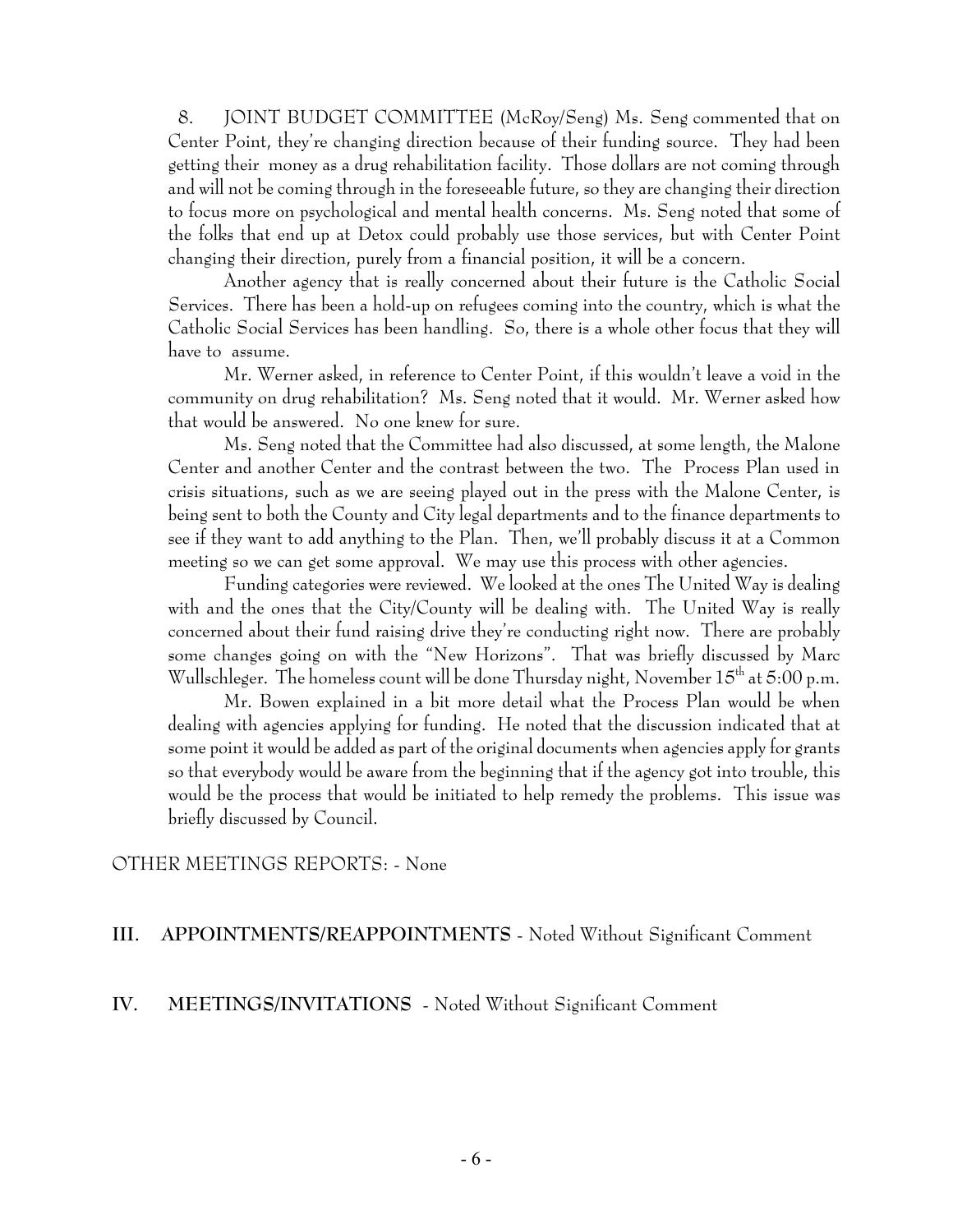8. JOINT BUDGET COMMITTEE (McRoy/Seng) Ms. Seng commented that on Center Point, they're changing direction because of their funding source. They had been getting their money as a drug rehabilitation facility. Those dollars are not coming through and will not be coming through in the foreseeable future, so they are changing their direction to focus more on psychological and mental health concerns. Ms. Seng noted that some of the folks that end up at Detox could probably use those services, but with Center Point changing their direction, purely from a financial position, it will be a concern.

Another agency that is really concerned about their future is the Catholic Social Services. There has been a hold-up on refugees coming into the country, which is what the Catholic Social Services has been handling. So, there is a whole other focus that they will have to assume.

Mr. Werner asked, in reference to Center Point, if this wouldn't leave a void in the community on drug rehabilitation? Ms. Seng noted that it would. Mr. Werner asked how that would be answered. No one knew for sure.

Ms. Seng noted that the Committee had also discussed, at some length, the Malone Center and another Center and the contrast between the two. The Process Plan used in crisis situations, such as we are seeing played out in the press with the Malone Center, is being sent to both the County and City legal departments and to the finance departments to see if they want to add anything to the Plan. Then, we'll probably discuss it at a Common meeting so we can get some approval. We may use this process with other agencies.

Funding categories were reviewed. We looked at the ones The United Way is dealing with and the ones that the City/County will be dealing with. The United Way is really concerned about their fund raising drive they're conducting right now. There are probably some changes going on with the "New Horizons". That was briefly discussed by Marc Wullschleger. The homeless count will be done Thursday night, November 15th at 5:00 p.m.

Mr. Bowen explained in a bit more detail what the Process Plan would be when dealing with agencies applying for funding. He noted that the discussion indicated that at some point it would be added as part of the original documents when agencies apply for grants so that everybody would be aware from the beginning that if the agency got into trouble, this would be the process that would be initiated to help remedy the problems. This issue was briefly discussed by Council.

OTHER MEETINGS REPORTS: - None

**III. APPOINTMENTS/REAPPOINTMENTS** - Noted Without Significant Comment

**IV. MEETINGS/INVITATIONS** - Noted Without Significant Comment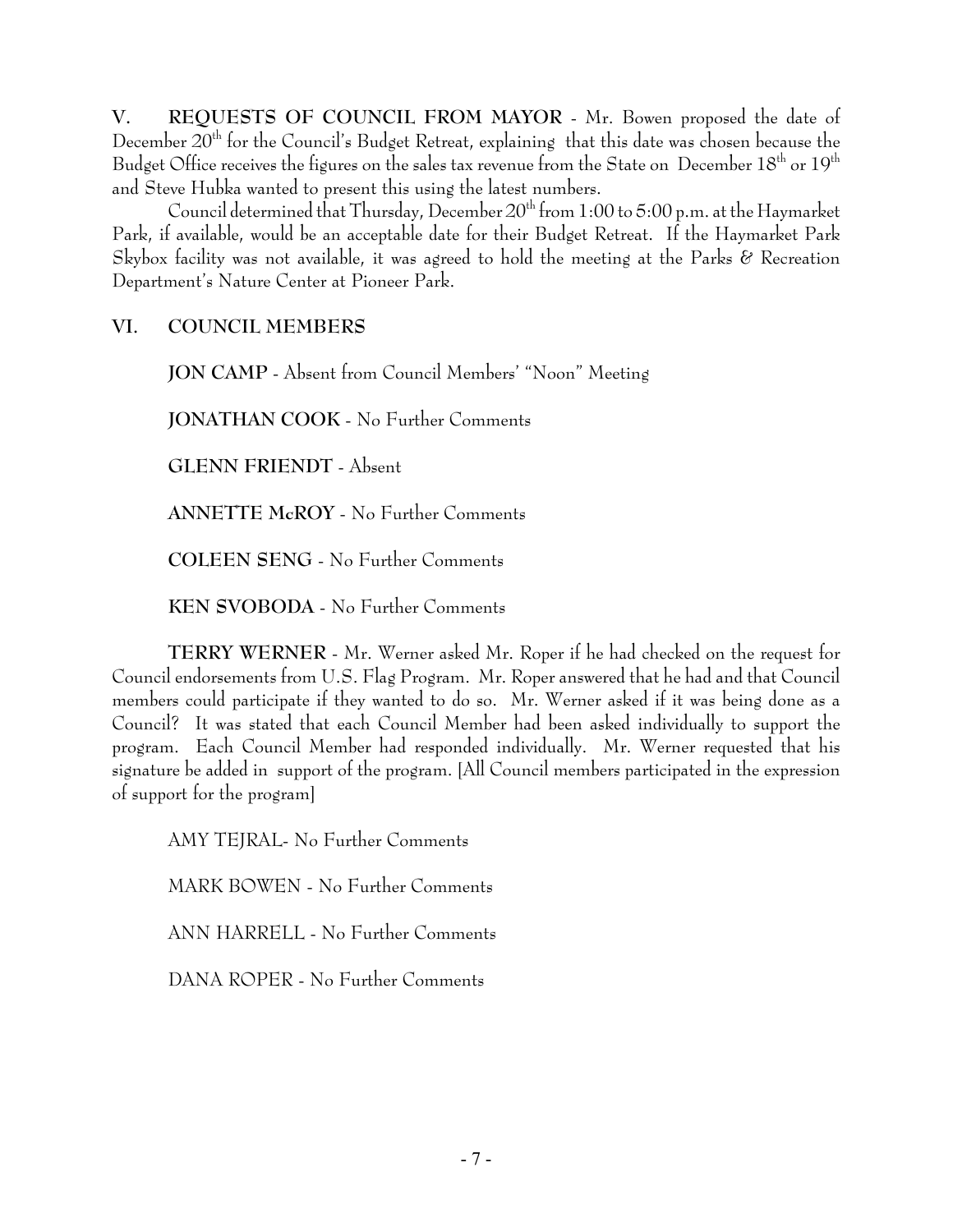**V. REQUESTS OF COUNCIL FROM MAYOR** - Mr. Bowen proposed the date of December 20th for the Council's Budget Retreat, explaining that this date was chosen because the Budget Office receives the figures on the sales tax revenue from the State on December 18th or 19th and Steve Hubka wanted to present this using the latest numbers.

Council determined that Thursday, December 20th from 1:00 to 5:00 p.m. at the Haymarket Park, if available, would be an acceptable date for their Budget Retreat. If the Haymarket Park Skybox facility was not available, it was agreed to hold the meeting at the Parks & Recreation Department's Nature Center at Pioneer Park.

**VI. COUNCIL MEMBERS**

**JON CAMP** - Absent from Council Members' "Noon" Meeting

**JONATHAN COOK** - No Further Comments

**GLENN FRIENDT** - Absent

**ANNETTE McROY** - No Further Comments

**COLEEN SENG** - No Further Comments

**KEN SVOBODA** - No Further Comments

**TERRY WERNER** - Mr. Werner asked Mr. Roper if he had checked on the request for Council endorsements from U.S. Flag Program. Mr. Roper answered that he had and that Council members could participate if they wanted to do so. Mr. Werner asked if it was being done as a Council? It was stated that each Council Member had been asked individually to support the program. Each Council Member had responded individually. Mr. Werner requested that his signature be added in support of the program. [All Council members participated in the expression of support for the program]

AMY TEJRAL- No Further Comments

MARK BOWEN - No Further Comments

ANN HARRELL - No Further Comments

DANA ROPER - No Further Comments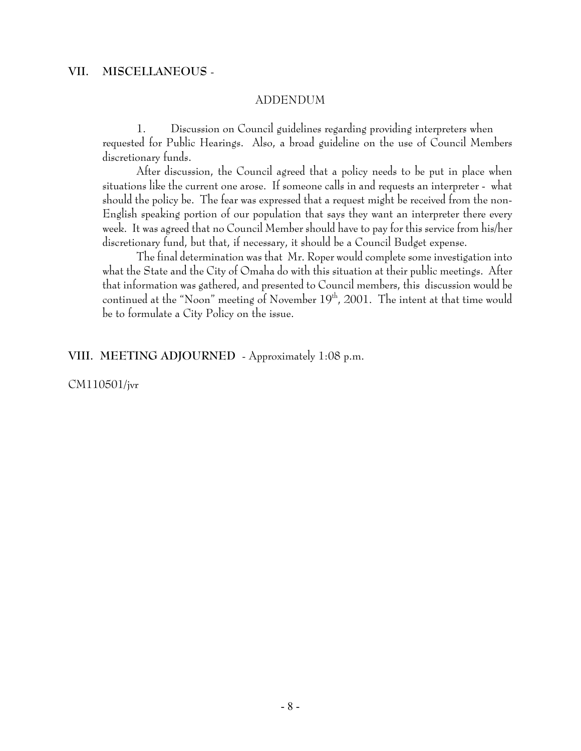## VII. MISCELLANEOUS -

ADDENDUM

1. Discussion on Council guidelines regarding providing interpreters when requested for Public Hearings. Also, a broad guideline on the use of Council Members discretionary funds.

After discussion, the Council agreed that a policy needs to be put in place when situations like the current one arose. If someone calls in and requests an interpreter - what should the policy be. The fear was expressed that a request might be received from the non-English speaking portion of our population that says they want an interpreter there every week. It was agreed that no Council Member should have to pay for this service from his/her discretionary fund, but that, if necessary, it should be a Council Budget expense.

The final determination was that Mr. Roper would complete some investigation into what the State and the City of Omaha do with this situation at their public meetings. After that information was gathered, and presented to Council members, this discussion would be continued at the "Noon" meeting of November 19th, 2001. The intent at that time would be to formulate a City Policy on the issue.

## VIII. MEETING ADJOURNED - Approximately 1:08 p.m.

CM110501/jvr